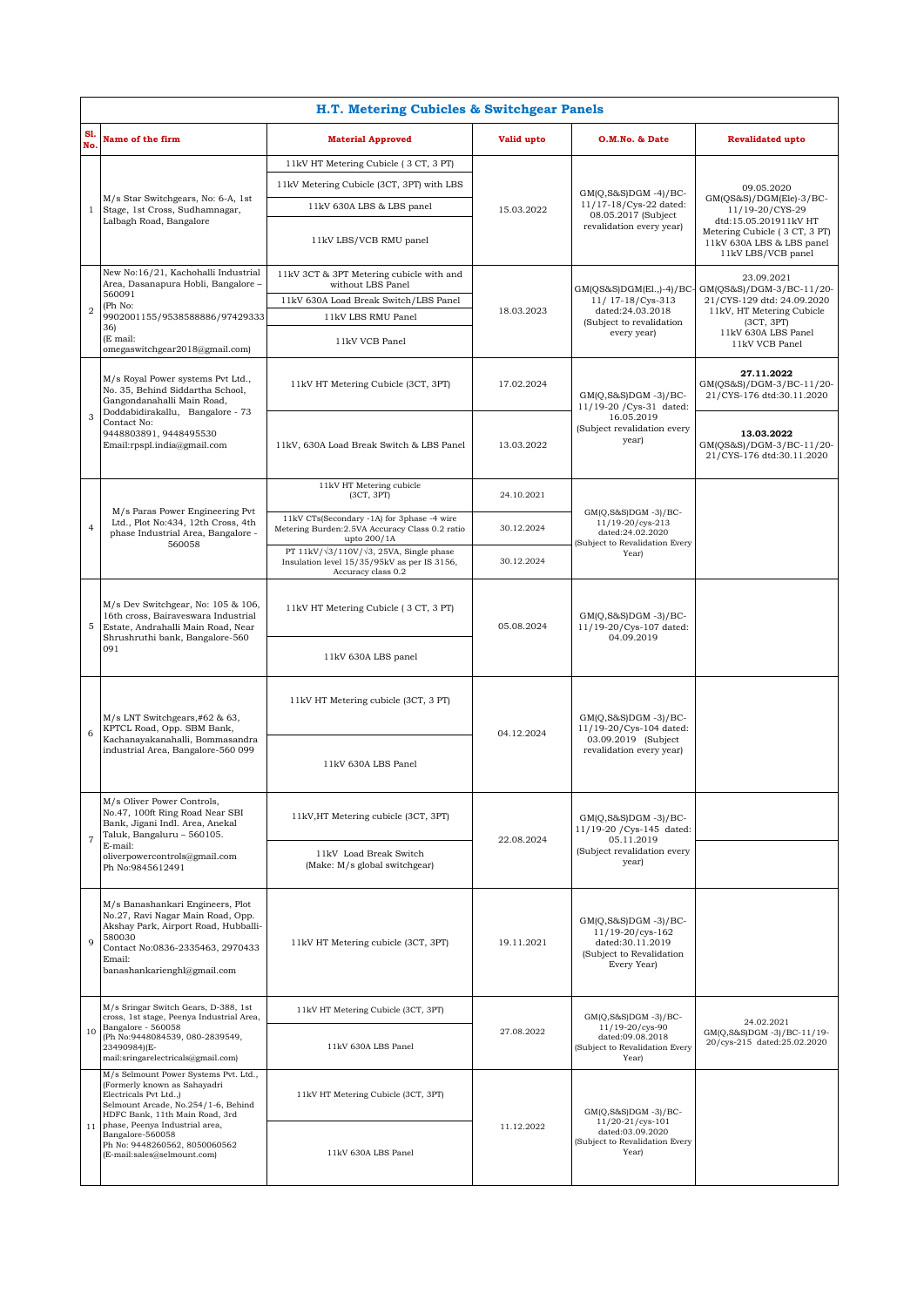# H.T. Metering Cubicles & Switchgear Panels

| Sl. No. | Name of the firm | Material Approved | Valid upto | O.M.No. & Date | Revalidated upto |
|---|---|---|---|---|---|
| 1 | M/s Star Switchgears, No: 6-A, 1st Stage, 1st Cross, Sudhamnagar, Lalbagh Road, Bangalore | 11kV HT Metering Cubicle ( 3 CT, 3 PT) | 15.03.2022 | GM(Q,S&S)DGM -4)/BC-11/17-18/Cys-22 dated: 08.05.2017 (Subject revalidation every year) | 09.05.2020 GM(QS&S)/DGM(Ele)-3/BC-11/19-20/CYS-29 dtd:15.05.201911kV HT Metering Cubicle ( 3 CT, 3 PT) 11kV 630A LBS & LBS panel 11kV LBS/VCB panel |
| | | 11kV Metering Cubicle (3CT, 3PT) with LBS | | | |
| | | 11kV 630A LBS & LBS panel | | | |
| | | 11kV LBS/VCB RMU panel | | | |
| 2 | New No:16/21, Kachohalli Industrial Area, Dasanapura Hobli, Bangalore – 560091 (Ph No: 9902001155/9538588886/97429333 36) (E mail: omegaswitchgear2018@gmail.com) | 11kV 3CT & 3PT Metering cubicle with and without LBS Panel | 18.03.2023 | GM(QS&S)DGM(El.,)-4)/BC-11/ 17-18/Cys-313 dated:24.03.2018 (Subject to revalidation every year) | 23.09.2021 GM(QS&S)/DGM-3/BC-11/20-21/CYS-129 dtd: 24.09.2020 11kV, HT Metering Cubicle (3CT, 3PT) 11kV 630A LBS Panel 11kV VCB Panel |
| | | 11kV 630A Load Break Switch/LBS Panel | | | |
| | | 11kV LBS RMU Panel | | | |
| | | 11kV VCB Panel | | | |
| 3 | M/s Royal Power systems Pvt Ltd., No. 35, Behind Siddartha School, Gangondanahalli Main Road, Doddabidirakallu, Bangalore - 73 Contact No: 9448803891, 9448495530 Email:rpspl.india@gmail.com | 11kV HT Metering Cubicle (3CT, 3PT) | 17.02.2024 | GM(Q,S&S)DGM -3)/BC-11/19-20 /Cys-31 dated: 16.05.2019 (Subject revalidation every year) | **27.11.2022** GM(QS&S)/DGM-3/BC-11/20-21/CYS-176 dtd:30.11.2020 |
| | | 11kV, 630A Load Break Switch & LBS Panel | 13.03.2022 | | **13.03.2022** GM(QS&S)/DGM-3/BC-11/20-21/CYS-176 dtd:30.11.2020 |
| 4 | M/s Paras Power Engineering Pvt Ltd., Plot No:434, 12th Cross, 4th phase Industrial Area, Bangalore - 560058 | 11kV HT Metering cubicle (3CT, 3PT) | 24.10.2021 | GM(Q,S&S)DGM -3)/BC-11/19-20/cys-213 dated:24.02.2020 (Subject to Revalidation Every Year) | |
| | | 11kV CTs(Secondary -1A) for 3phase -4 wire Metering Burden:2.5VA Accuracy Class 0.2 ratio upto 200/1A | 30.12.2024 | | |
| | | PT 11kV/√3/110V/√3, 25VA, Single phase Insulation level 15/35/95kV as per IS 3156, Accuracy class 0.2 | 30.12.2024 | | |
| 5 | M/s Dev Switchgear, No: 105 & 106, 16th cross, Bairaveswara Industrial Estate, Andrahalli Main Road, Near Shrushruthi bank, Bangalore-560 091 | 11kV HT Metering Cubicle ( 3 CT, 3 PT) | 05.08.2024 | GM(Q,S&S)DGM -3)/BC-11/19-20/Cys-107 dated: 04.09.2019 | |
| | | 11kV 630A LBS panel | | | |
| 6 | M/s LNT Switchgears,#62 & 63, KPTCL Road, Opp. SBM Bank, Kachanayakanahalli, Bommasandra industrial Area, Bangalore-560 099 | 11kV HT Metering cubicle (3CT, 3 PT) | 04.12.2024 | GM(Q,S&S)DGM -3)/BC-11/19-20/Cys-104 dated: 03.09.2019 (Subject revalidation every year) | |
| | | 11kV 630A LBS Panel | | | |
| 7 | M/s Oliver Power Controls, No.47, 100ft Ring Road Near SBI Bank, Jigani Indl. Area, Anekal Taluk, Bangaluru – 560105. E-mail: oliverpowercontrols@gmail.com Ph No:9845612491 | 11kV,HT Metering cubicle (3CT, 3PT) | 22.08.2024 | GM(Q,S&S)DGM -3)/BC-11/19-20 /Cys-145 dated: 05.11.2019 (Subject revalidation every year) | |
| | | 11kV Load Break Switch (Make: M/s global switchgear) | | | |
| 9 | M/s Banashankari Engineers, Plot No.27, Ravi Nagar Main Road, Opp. Akshay Park, Airport Road, Hubballi-580030 Contact No:0836-2335463, 2970433 Email: banashankarienghl@gmail.com | 11kV HT Metering cubicle (3CT, 3PT) | 19.11.2021 | GM(Q,S&S)DGM -3)/BC-11/19-20/cys-162 dated:30.11.2019 (Subject to Revalidation Every Year) | |
| 10 | M/s Sringar Switch Gears, D-388, 1st cross, 1st stage, Peenya Industrial Area, Bangalore - 560058 (Ph No:9448084539, 080-2839549, 23490984)(E-mail:sringarelectricals@gmail.com) | 11kV HT Metering Cubicle (3CT, 3PT) | 27.08.2022 | GM(Q,S&S)DGM -3)/BC-11/19-20/cys-90 dated:09.08.2018 (Subject to Revalidation Every Year) | 24.02.2021 GM(Q,S&S)DGM -3)/BC-11/19-20/cys-215 dated:25.02.2020 |
| | | 11kV 630A LBS Panel | | | |
| 11 | M/s Selmount Power Systems Pvt. Ltd., (Formerly known as Sahayadri Electricals Pvt Ltd.,) Selmount Arcade, No.254/1-6, Behind HDFC Bank, 11th Main Road, 3rd phase, Peenya Industrial area, Bangalore-560058 Ph No: 9448260562, 8050060562 (E-mail:sales@selmount.com) | 11kV HT Metering Cubicle (3CT, 3PT) | 11.12.2022 | GM(Q,S&S)DGM -3)/BC-11/20-21/cys-101 dated:03.09.2020 (Subject to Revalidation Every Year) | |
| | | 11kV 630A LBS Panel | | | |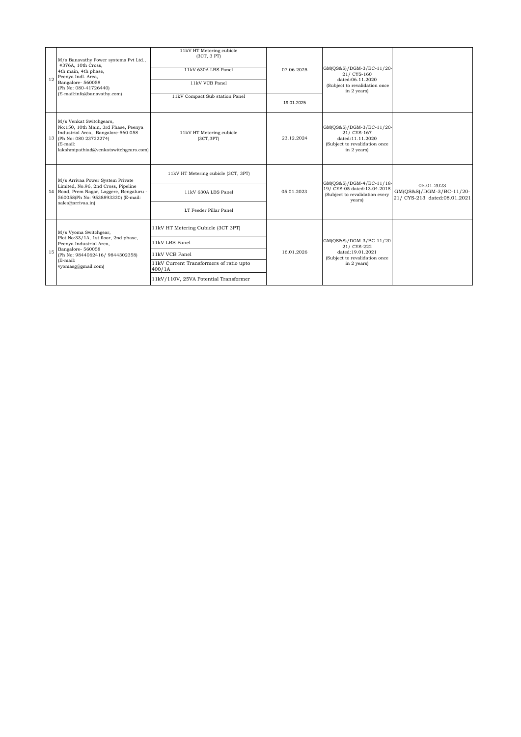| | | | | | |
|---|---|---|---|---|---|
| 12 | M/s Banavathy Power systems Pvt Ltd., #376A, 10th Cross, 4th main, 4th phase, Peenya Indl. Area, Bangalore- 560058 (Ph No: 080-41726440) (E-mail:info@banavathy.com) | 11kV HT Metering cubicle (3CT, 3 PT) | 07.06.2025 | GM(QS&S)/DGM-3/BC-11/20-21/ CYS-160 dated:06.11.2020 (Subject to revalidation once in 2 years) | |
| | | 11kV 630A LBS Panel | | | |
| | | 11kV VCB Panel | | | |
| | | 11kV Compact Sub station Panel | 19.01.2025 | | |
| 13 | M/s Venkat Switchgears, No:150, 10th Main, 3rd Phase, Peenya Industrial Area, Bangalore-560 058 (Ph No: 080 23722274) (E-mail: lakshmipathiad@venkatswitchgears.com) | 11kV HT Metering cubicle (3CT,3PT) | 23.12.2024 | GM(QS&S)/DGM-3/BC-11/20-21/ CYS-167 dated:11.11.2020 (Subject to revalidation once in 2 years) | |
| 14 | M/s Arrivaa Power System Private Limited, No.96, 2nd Cross, Pipeline Road, Prem Nagar, Laggere, Bengaluru - 560058(Ph No: 9538893330) (E-mail: sales@arrivaa.in) | 11kV HT Metering cubicle (3CT, 3PT) | 05.01.2023 | GM(QS&S)/DGM-4/BC-11/18-19/ CYS-05 dated:13.04.2018 (Subject to revalidation every years) | 05.01.2023 GM(QS&S)/DGM-3/BC-11/20-21/ CYS-213 dated:08.01.2021 |
| | | 11kV 630A LBS Panel | | | |
| | | LT Feeder Pillar Panel | | | |
| 15 | M/s Vyoma Switchgear, Plot No:33/1A, 1st floor, 2nd phase, Peenya Industrial Area, Bangalore- 560058 (Ph No: 9844062416/ 9844302358) (E-mail: vyomasg@gmail.com) | 11kV HT Metering Cubicle (3CT 3PT) | 16.01.2026 | GM(QS&S)/DGM-3/BC-11/20-21/ CYS-222 dated:19.01.2021 (Subject to revalidation once in 2 years) | |
| | | 11kV LBS Panel | | | |
| | | 11kV VCB Panel | | | |
| | | 11kV Current Transformers of ratio upto 400/1A | | | |
| | | 11kV/110V, 25VA Potential Transformer | | | |